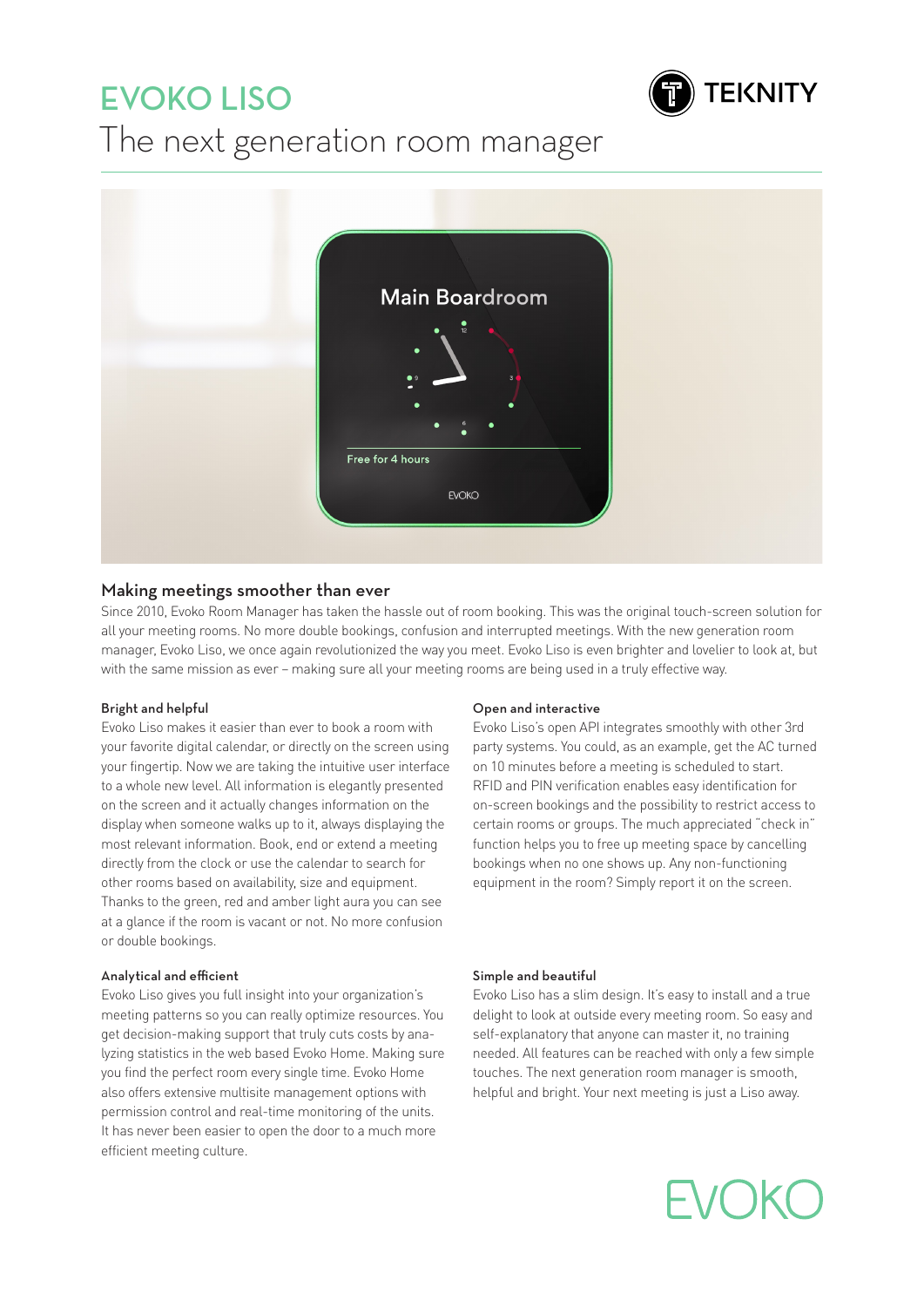# EVOKO LISO

The next generation room manager

## Making meetings smoother than ever

Since 2010, Evoko Room Manager has taken the hassle out of room booking. This was the original touch-screen solution for all your meeting rooms. No more double bookings, confusion and interrupted meetings. With the new generation room manager, Evoko Liso, we once again revolutionized the way you meet. Evoko Liso is even brighter and lovelier to look at, but with the same mission as ever – making sure all your meeting rooms are being used in a truly effective way.

### Bright and helpful

Evoko Liso makes it easier than ever to book a room with your favorite digital calendar, or directly on the screen using your fingertip. Now we are taking the intuitive user interface to a whole new level. All information is elegantly presented on the screen and it actually changes information on the display when someone walks up to it, always displaying the most relevant information. Book, end or extend a meeting directly from the clock or use the calendar to search for other rooms based on availability, size and equipment. Thanks to the green, red and amber light aura you can see at a glance if the room is vacant or not. No more confusion or double bookings.

### Analytical and efficient

Evoko Liso gives you full insight into your organization's meeting patterns so you can really optimize resources. You get decision-making support that truly cuts costs by analyzing statistics in the web based Evoko Home. Making sure you find the perfect room every single time. Evoko Home also offers extensive multisite management options with permission control and real-time monitoring of the units. It has never been easier to open the door to a much more efficient meeting culture.

### Open and interactive

Evoko Liso's open API integrates smoothly with other 3rd party systems. You could, as an example, get the AC turned on 10 minutes before a meeting is scheduled to start. RFID and PIN verification enables easy identification for on-screen bookings and the possibility to restrict access to certain rooms or groups. The much appreciated "check in" function helps you to free up meeting space by cancelling bookings when no one shows up. Any non-functioning equipment in the room? Simply report it on the screen.

### Simple and beautiful

Evoko Liso has a slim design. It's easy to install and a true delight to look at outside every meeting room. So easy and self-explanatory that anyone can master it, no training needed. All features can be reached with only a few simple touches. The next generation room manager is smooth, helpful and bright. Your next meeting is just a Liso away.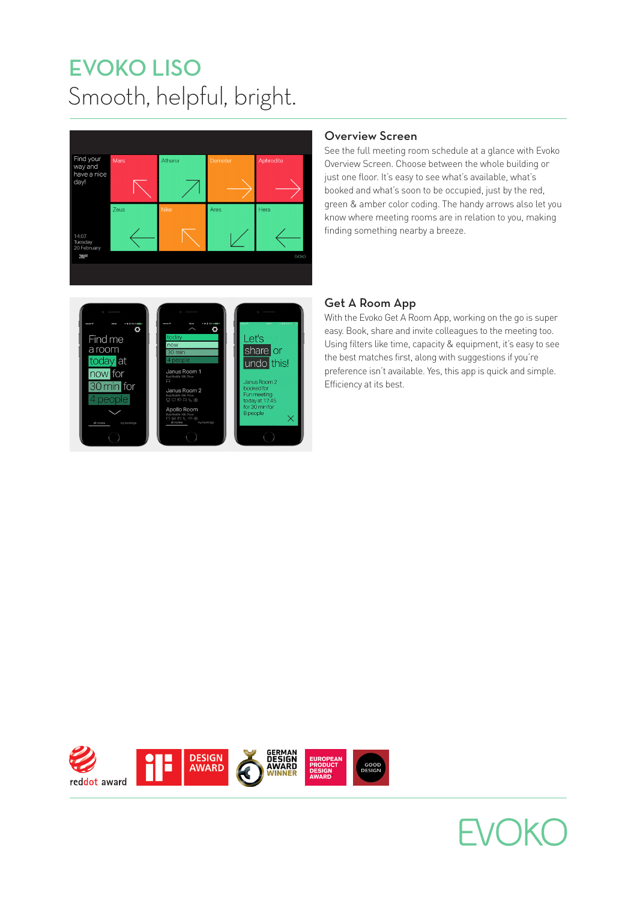# EVOKO LISO

Smooth, helpful, bright.

## Overview Screen

See the full meeting room schedule at a glance with Evoko Overview Screen. Choose between the whole building or just one floor. It's easy to see what's available, what's booked and what's soon to be occupied, just by the red, green & amber color coding. The handy arrows also let you know where meeting rooms are in relation to you, making finding something nearby a breeze.

## Get A Room App

With the Evoko Get A Room App, working on the go is super easy. Book, share and invite colleagues to the meeting too. Using filters like time, capacity & equipment, it's easy to see the best matches first, along with suggestions if you're preference isn't available. Yes, this app is quick and simple. Efficiency at its best.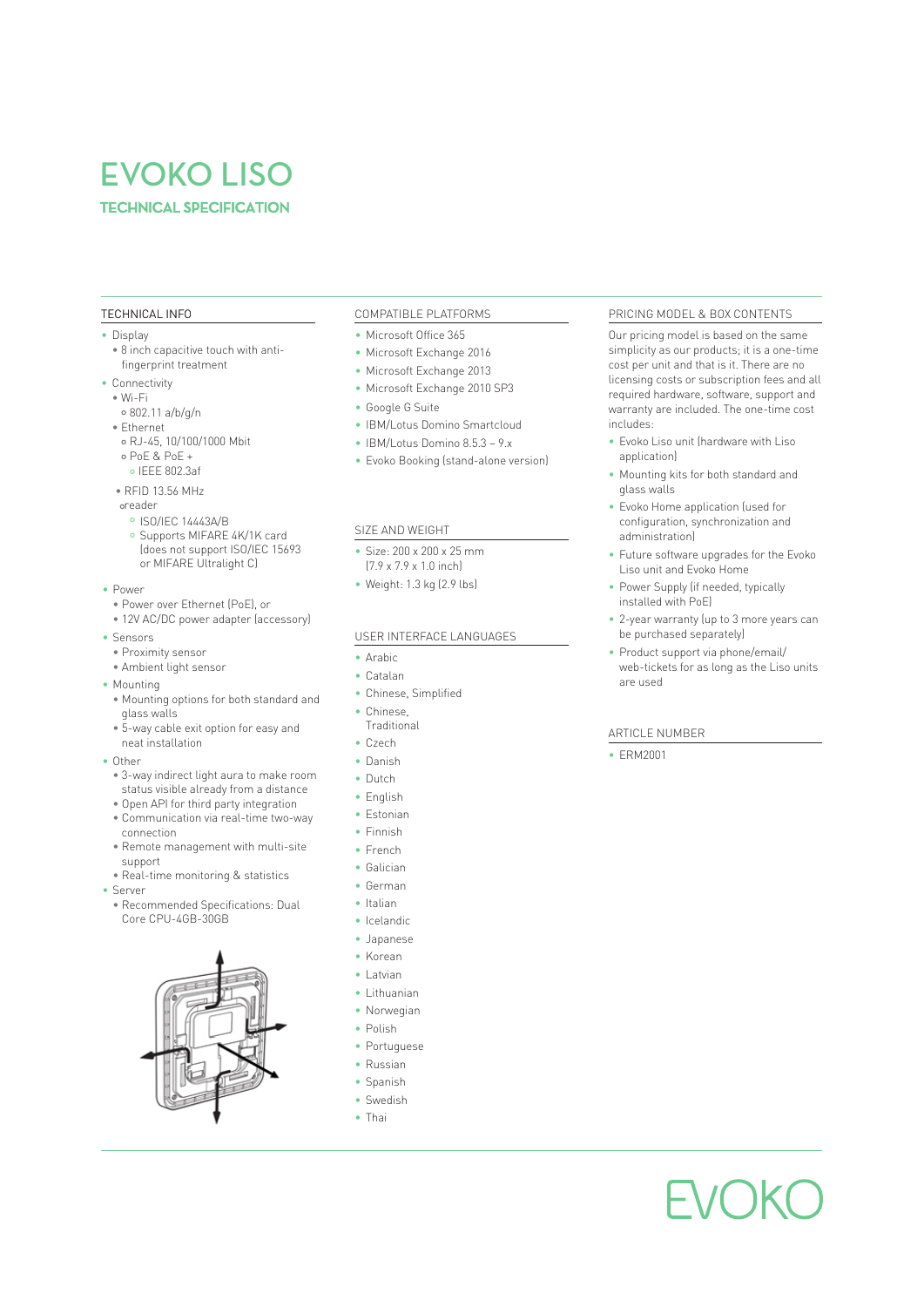# EVOKO LISO

## TECHNICAL SPECIFICATION

### TECHNICAL INFO

- Display
  - 8 inch capacitive touch with anti-fingerprint treatment
- Connectivity
  - Wi-Fi
    - 802.11 a/b/g/n
  - Ethernet
    - RJ-45, 10/100/1000 Mbit
    - PoE & PoE +
      - IEEE 802.3af
  - RFID 13.56 MHz reader
    - ISO/IEC 14443A/B
    - Supports MIFARE 4K/1K card (does not support ISO/IEC 15693 or MIFARE Ultralight C)
- Power
  - Power over Ethernet (PoE), or
  - 12V AC/DC power adapter (accessory)
- Sensors
  - Proximity sensor
  - Ambient light sensor
- Mounting
  - Mounting options for both standard and glass walls
  - 5-way cable exit option for easy and neat installation
- Other
  - 3-way indirect light aura to make room status visible already from a distance
  - Open API for third party integration
  - Communication via real-time two-way connection
  - Remote management with multi-site support
  - Real-time monitoring & statistics
- Server
  - Recommended Specifications: Dual Core CPU-4GB-30GB

### COMPATIBLE PLATFORMS

- Microsoft Office 365
- Microsoft Exchange 2016
- Microsoft Exchange 2013
- Microsoft Exchange 2010 SP3
- Google G Suite
- IBM/Lotus Domino Smartcloud
- IBM/Lotus Domino 8.5.3 – 9.x
- Evoko Booking (stand-alone version)

### SIZE AND WEIGHT

- Size: 200 x 200 x 25 mm (7.9 x 7.9 x 1.0 inch)
- Weight: 1.3 kg (2.9 lbs)

### USER INTERFACE LANGUAGES

- Arabic
- Catalan
- Chinese, Simplified
- Chinese, Traditional
- Czech
- Danish
- Dutch
- English
- Estonian
- Finnish
- French
- Galician
- German
- Italian
- Icelandic
- Japanese
- Korean
- Latvian
- Lithuanian
- Norwegian
- Polish
- Portuguese
- Russian
- Spanish
- Swedish
- Thai

### PRICING MODEL & BOX CONTENTS

Our pricing model is based on the same simplicity as our products; it is a one-time cost per unit and that is it. There are no licensing costs or subscription fees and all required hardware, software, support and warranty are included. The one-time cost includes:

- Evoko Liso unit (hardware with Liso application)
- Mounting kits for both standard and glass walls
- Evoko Home application (used for configuration, synchronization and administration)
- Future software upgrades for the Evoko Liso unit and Evoko Home
- Power Supply (if needed, typically installed with PoE)
- 2-year warranty (up to 3 more years can be purchased separately)
- Product support via phone/email/web-tickets for as long as the Liso units are used

### ARTICLE NUMBER

- ERM2001

EVOKO